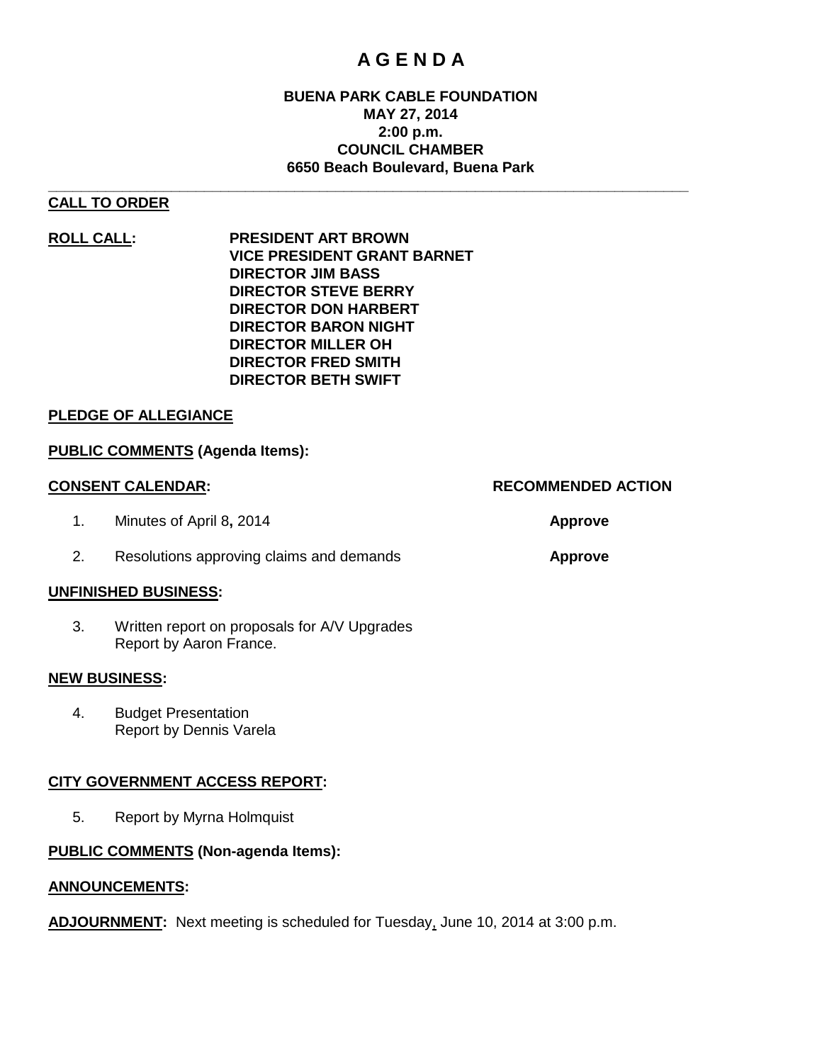# A G E N D A

**BUENA PARK CABLE FOUNDATION**
**MAY 27, 2014**
**2:00 p.m.**
**COUNCIL CHAMBER**
**6650 Beach Boulevard, Buena Park**

---

**CALL TO ORDER**

**ROLL CALL:**

**PRESIDENT ART BROWN**
**VICE PRESIDENT GRANT BARNET**
**DIRECTOR JIM BASS**
**DIRECTOR STEVE BERRY**
**DIRECTOR DON HARBERT**
**DIRECTOR BARON NIGHT**
**DIRECTOR MILLER OH**
**DIRECTOR FRED SMITH**
**DIRECTOR BETH SWIFT**

**PLEDGE OF ALLEGIANCE**

**PUBLIC COMMENTS (Agenda Items):**

| **CONSENT CALENDAR:** | **RECOMMENDED ACTION** |
| --- | --- |
| 1. Minutes of April 8**,** 2014 | **Approve** |
| 2. Resolutions approving claims and demands | **Approve** |

**UNFINISHED BUSINESS:**

3. Written report on proposals for A/V Upgrades
   Report by Aaron France.

**NEW BUSINESS:**

4. Budget Presentation
   Report by Dennis Varela

**CITY GOVERNMENT ACCESS REPORT:**

5. Report by Myrna Holmquist

**PUBLIC COMMENTS (Non-agenda Items):**

**ANNOUNCEMENTS:**

**ADJOURNMENT:** Next meeting is scheduled for Tuesday, June 10, 2014 at 3:00 p.m.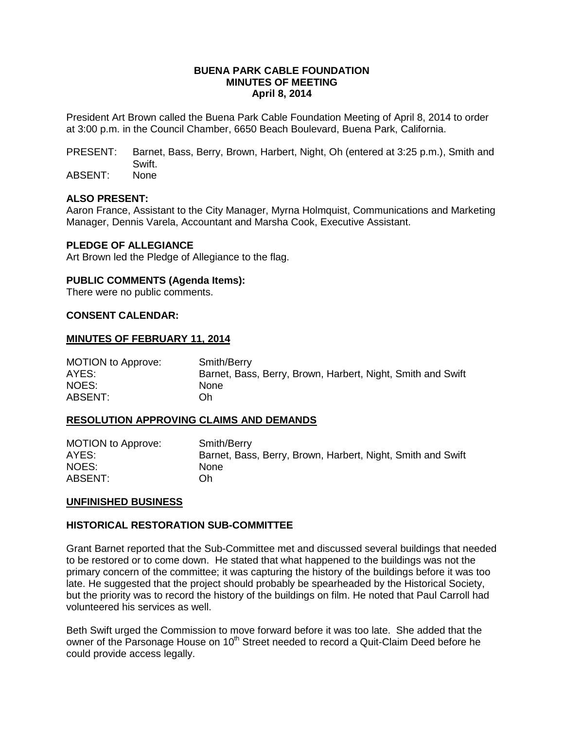**BUENA PARK CABLE FOUNDATION**
**MINUTES OF MEETING**
**April 8, 2014**

President Art Brown called the Buena Park Cable Foundation Meeting of April 8, 2014 to order at 3:00 p.m. in the Council Chamber, 6650 Beach Boulevard, Buena Park, California.

PRESENT: Barnet, Bass, Berry, Brown, Harbert, Night, Oh (entered at 3:25 p.m.), Smith and Swift.
ABSENT: None

**ALSO PRESENT:**
Aaron France, Assistant to the City Manager, Myrna Holmquist, Communications and Marketing Manager, Dennis Varela, Accountant and Marsha Cook, Executive Assistant.

**PLEDGE OF ALLEGIANCE**
Art Brown led the Pledge of Allegiance to the flag.

**PUBLIC COMMENTS (Agenda Items):**
There were no public comments.

**CONSENT CALENDAR:**

**MINUTES OF FEBRUARY 11, 2014**

| | |
|---|---|
| MOTION to Approve: | Smith/Berry |
| AYES: | Barnet, Bass, Berry, Brown, Harbert, Night, Smith and Swift |
| NOES: | None |
| ABSENT: | Oh |

**RESOLUTION APPROVING CLAIMS AND DEMANDS**

| | |
|---|---|
| MOTION to Approve: | Smith/Berry |
| AYES: | Barnet, Bass, Berry, Brown, Harbert, Night, Smith and Swift |
| NOES: | None |
| ABSENT: | Oh |

**UNFINISHED BUSINESS**

**HISTORICAL RESTORATION SUB-COMMITTEE**

Grant Barnet reported that the Sub-Committee met and discussed several buildings that needed to be restored or to come down. He stated that what happened to the buildings was not the primary concern of the committee; it was capturing the history of the buildings before it was too late. He suggested that the project should probably be spearheaded by the Historical Society, but the priority was to record the history of the buildings on film. He noted that Paul Carroll had volunteered his services as well.

Beth Swift urged the Commission to move forward before it was too late. She added that the owner of the Parsonage House on 10th Street needed to record a Quit-Claim Deed before he could provide access legally.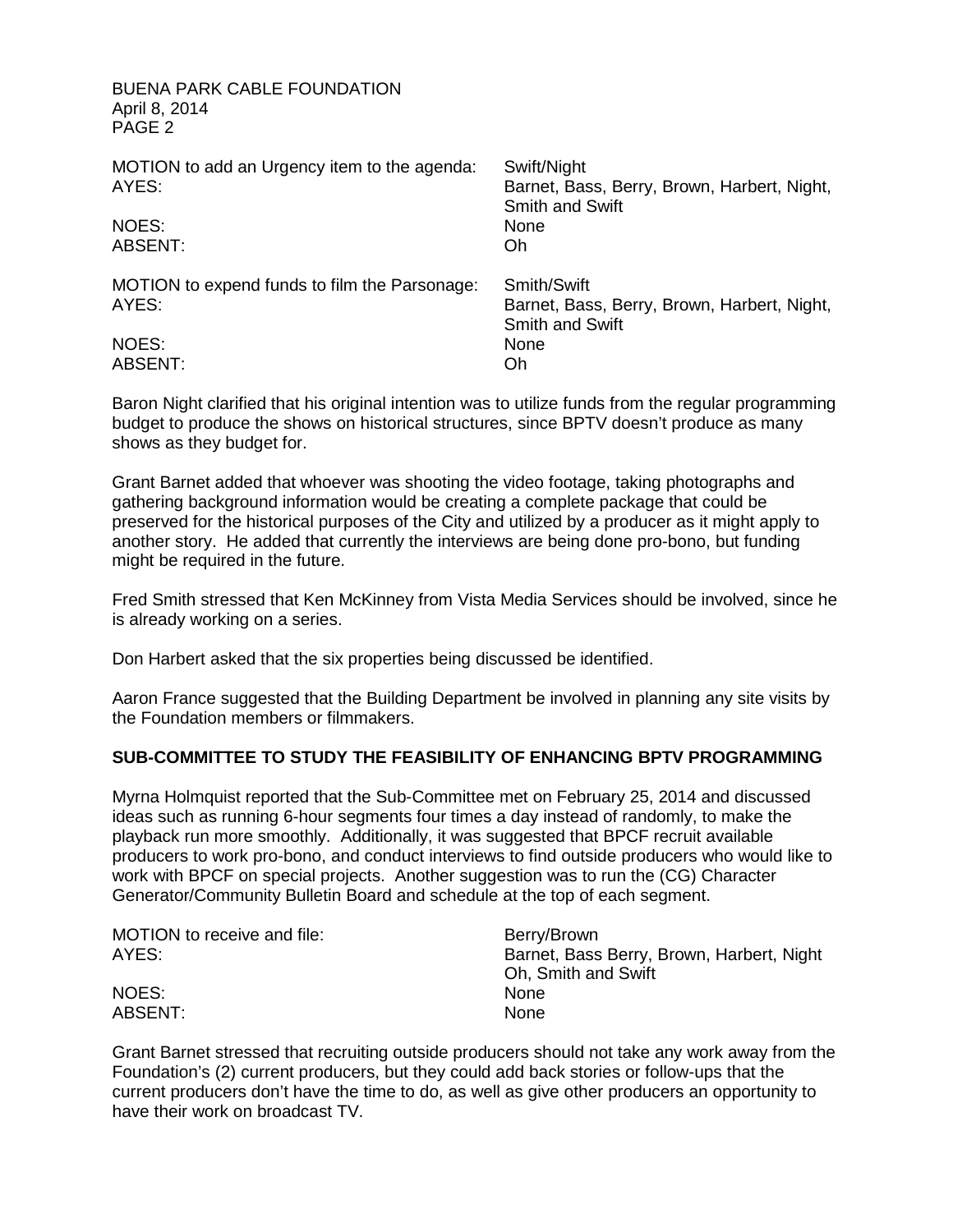| | |
|---|---|
| MOTION to add an Urgency item to the agenda: | Swift/Night |
| AYES: | Barnet, Bass, Berry, Brown, Harbert, Night, Smith and Swift |
| NOES: | None |
| ABSENT: | Oh |

| | |
|---|---|
| MOTION to expend funds to film the Parsonage: | Smith/Swift |
| AYES: | Barnet, Bass, Berry, Brown, Harbert, Night, Smith and Swift |
| NOES: | None |
| ABSENT: | Oh |

Baron Night clarified that his original intention was to utilize funds from the regular programming budget to produce the shows on historical structures, since BPTV doesn't produce as many shows as they budget for.

Grant Barnet added that whoever was shooting the video footage, taking photographs and gathering background information would be creating a complete package that could be preserved for the historical purposes of the City and utilized by a producer as it might apply to another story. He added that currently the interviews are being done pro-bono, but funding might be required in the future.

Fred Smith stressed that Ken McKinney from Vista Media Services should be involved, since he is already working on a series.

Don Harbert asked that the six properties being discussed be identified.

Aaron France suggested that the Building Department be involved in planning any site visits by the Foundation members or filmmakers.

**SUB-COMMITTEE TO STUDY THE FEASIBILITY OF ENHANCING BPTV PROGRAMMING**

Myrna Holmquist reported that the Sub-Committee met on February 25, 2014 and discussed ideas such as running 6-hour segments four times a day instead of randomly, to make the playback run more smoothly. Additionally, it was suggested that BPCF recruit available producers to work pro-bono, and conduct interviews to find outside producers who would like to work with BPCF on special projects. Another suggestion was to run the (CG) Character Generator/Community Bulletin Board and schedule at the top of each segment.

| | |
|---|---|
| MOTION to receive and file: | Berry/Brown |
| AYES: | Barnet, Bass Berry, Brown, Harbert, Night Oh, Smith and Swift |
| NOES: | None |
| ABSENT: | None |

Grant Barnet stressed that recruiting outside producers should not take any work away from the Foundation's (2) current producers, but they could add back stories or follow-ups that the current producers don't have the time to do, as well as give other producers an opportunity to have their work on broadcast TV.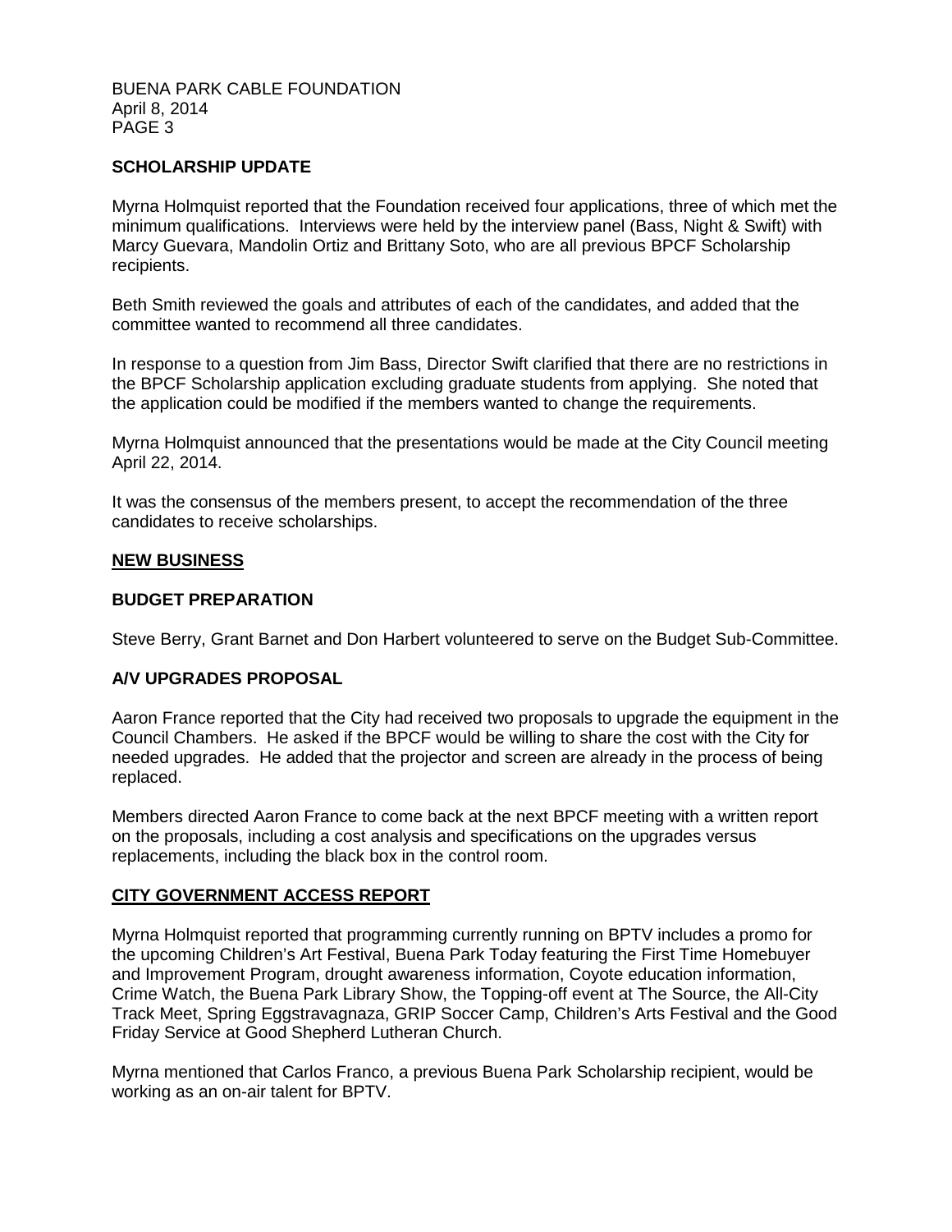### SCHOLARSHIP UPDATE

Myrna Holmquist reported that the Foundation received four applications, three of which met the minimum qualifications. Interviews were held by the interview panel (Bass, Night & Swift) with Marcy Guevara, Mandolin Ortiz and Brittany Soto, who are all previous BPCF Scholarship recipients.

Beth Smith reviewed the goals and attributes of each of the candidates, and added that the committee wanted to recommend all three candidates.

In response to a question from Jim Bass, Director Swift clarified that there are no restrictions in the BPCF Scholarship application excluding graduate students from applying. She noted that the application could be modified if the members wanted to change the requirements.

Myrna Holmquist announced that the presentations would be made at the City Council meeting April 22, 2014.

It was the consensus of the members present, to accept the recommendation of the three candidates to receive scholarships.

## NEW BUSINESS

### BUDGET PREPARATION

Steve Berry, Grant Barnet and Don Harbert volunteered to serve on the Budget Sub-Committee.

### A/V UPGRADES PROPOSAL

Aaron France reported that the City had received two proposals to upgrade the equipment in the Council Chambers. He asked if the BPCF would be willing to share the cost with the City for needed upgrades. He added that the projector and screen are already in the process of being replaced.

Members directed Aaron France to come back at the next BPCF meeting with a written report on the proposals, including a cost analysis and specifications on the upgrades versus replacements, including the black box in the control room.

## CITY GOVERNMENT ACCESS REPORT

Myrna Holmquist reported that programming currently running on BPTV includes a promo for the upcoming Children's Art Festival, Buena Park Today featuring the First Time Homebuyer and Improvement Program, drought awareness information, Coyote education information, Crime Watch, the Buena Park Library Show, the Topping-off event at The Source, the All-City Track Meet, Spring Eggstravagnaza, GRIP Soccer Camp, Children's Arts Festival and the Good Friday Service at Good Shepherd Lutheran Church.

Myrna mentioned that Carlos Franco, a previous Buena Park Scholarship recipient, would be working as an on-air talent for BPTV.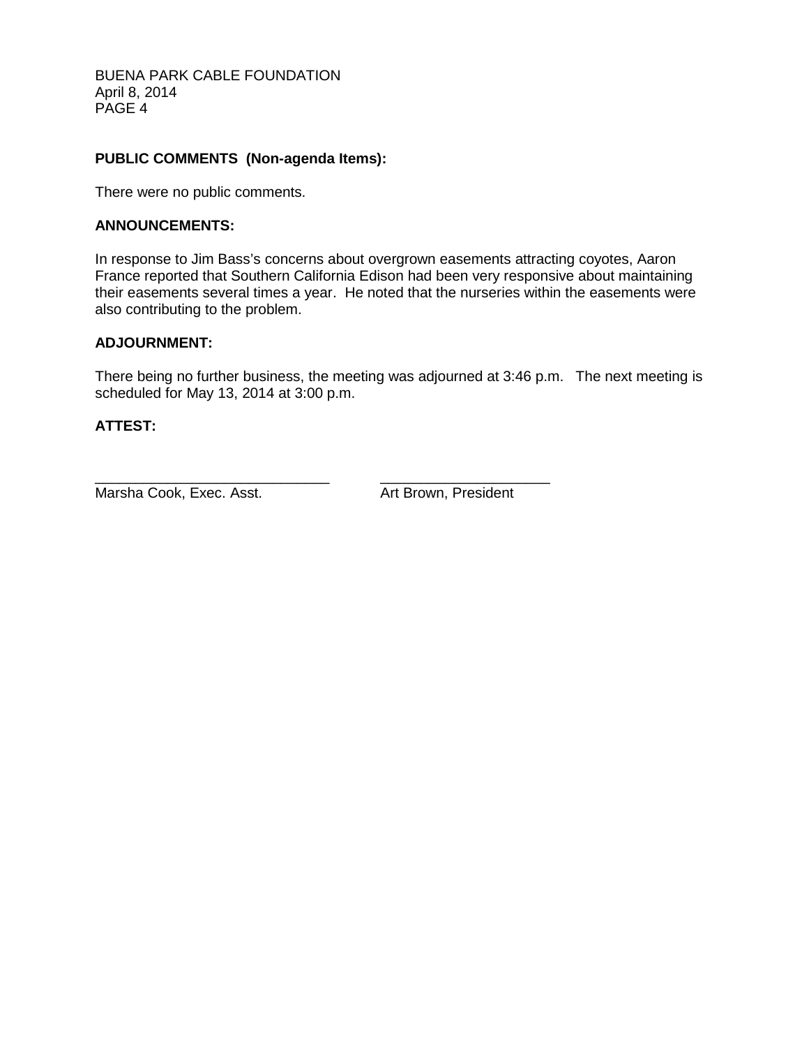**PUBLIC COMMENTS (Non-agenda Items):**

There were no public comments.

**ANNOUNCEMENTS:**

In response to Jim Bass's concerns about overgrown easements attracting coyotes, Aaron France reported that Southern California Edison had been very responsive about maintaining their easements several times a year. He noted that the nurseries within the easements were also contributing to the problem.

**ADJOURNMENT:**

There being no further business, the meeting was adjourned at 3:46 p.m. The next meeting is scheduled for May 13, 2014 at 3:00 p.m.

**ATTEST:**

_____________________________ _____________________

Marsha Cook, Exec. Asst. Art Brown, President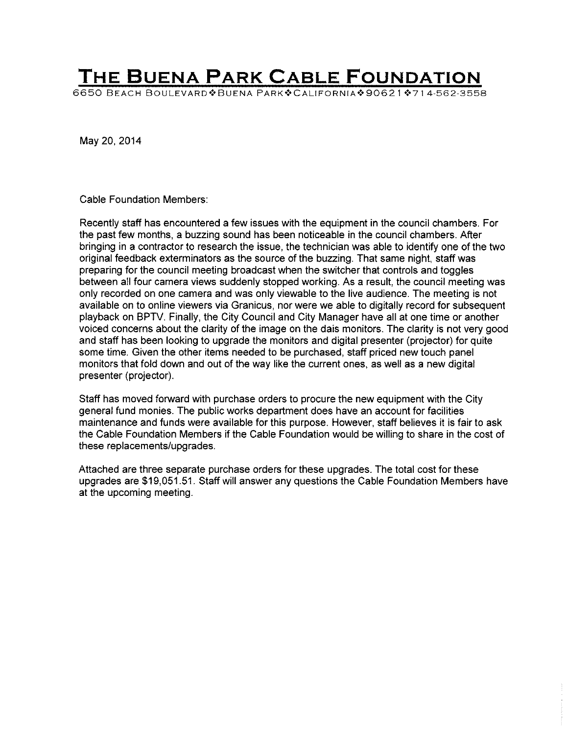# THE BUENA PARK CABLE FOUNDATION

6650 BEACH BOULEVARD❖BUENA PARK❖CALIFORNIA❖90621❖714-562-3558

May 20, 2014

Cable Foundation Members:

Recently staff has encountered a few issues with the equipment in the council chambers. For the past few months, a buzzing sound has been noticeable in the council chambers. After bringing in a contractor to research the issue, the technician was able to identify one of the two original feedback exterminators as the source of the buzzing. That same night, staff was preparing for the council meeting broadcast when the switcher that controls and toggles between all four camera views suddenly stopped working. As a result, the council meeting was only recorded on one camera and was only viewable to the live audience. The meeting is not available on to online viewers via Granicus, nor were we able to digitally record for subsequent playback on BPTV. Finally, the City Council and City Manager have all at one time or another voiced concerns about the clarity of the image on the dais monitors. The clarity is not very good and staff has been looking to upgrade the monitors and digital presenter (projector) for quite some time. Given the other items needed to be purchased, staff priced new touch panel monitors that fold down and out of the way like the current ones, as well as a new digital presenter (projector).

Staff has moved forward with purchase orders to procure the new equipment with the City general fund monies. The public works department does have an account for facilities maintenance and funds were available for this purpose. However, staff believes it is fair to ask the Cable Foundation Members if the Cable Foundation would be willing to share in the cost of these replacements/upgrades.

Attached are three separate purchase orders for these upgrades. The total cost for these upgrades are $19,051.51. Staff will answer any questions the Cable Foundation Members have at the upcoming meeting.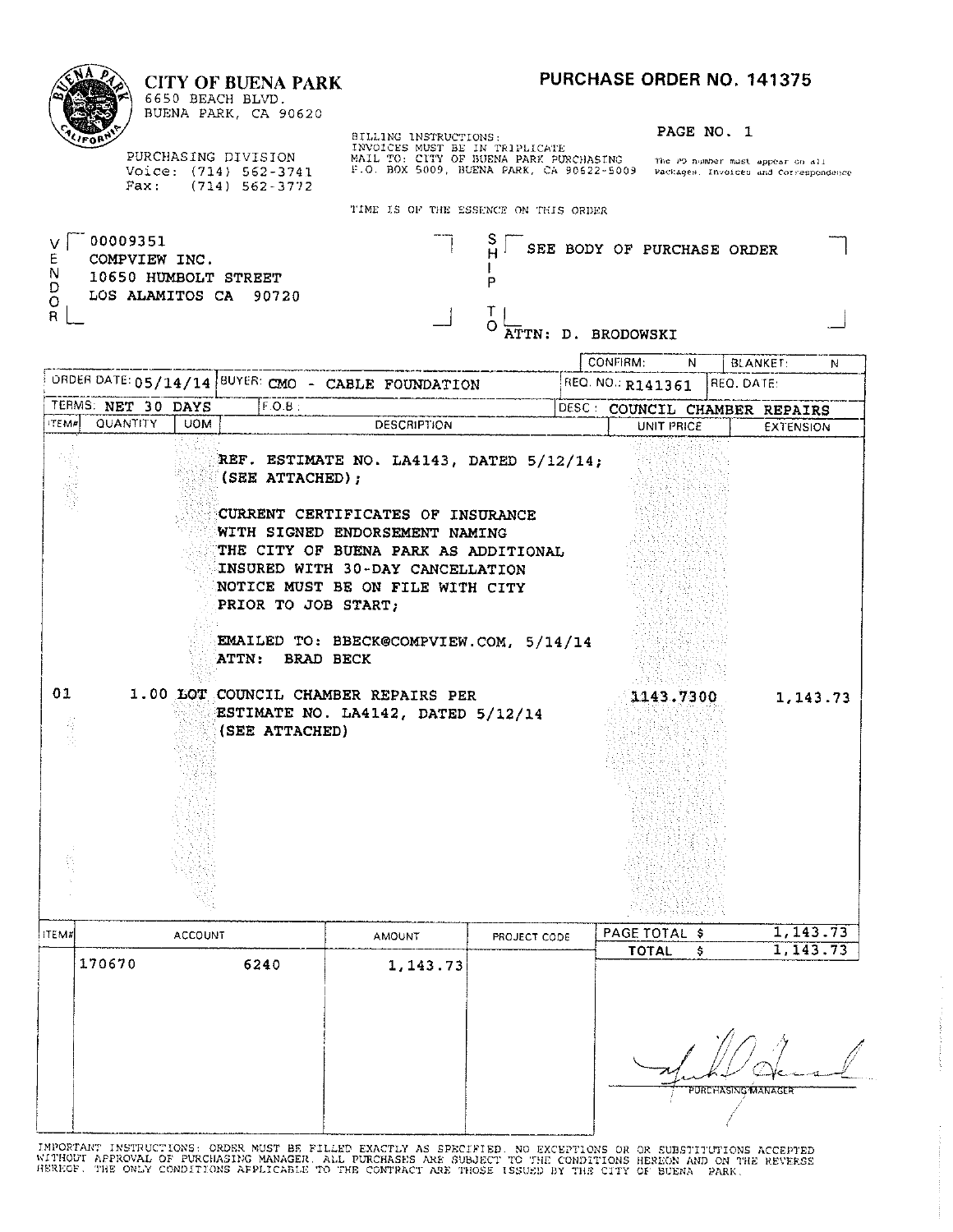# CITY OF BUENA PARK

6650 BEACH BLVD.
BUENA PARK, CA 90620

PURCHASING DIVISION
Voice: (714) 562-3741
Fax: (714) 562-3772

## PURCHASE ORDER NO. 141375

PAGE NO. 1

BILLING INSTRUCTIONS:
INVOICES MUST BE IN TRIPLICATE
MAIL TO: CITY OF BUENA PARK PURCHASING
P.O. BOX 5009, BUENA PARK, CA 90622-5009

The PO number must appear on all Packages, Invoices and Correspondence

TIME IS OF THE ESSENCE ON THIS ORDER

**VENDOR:**
00009351
COMPVIEW INC.
10650 HUMBOLT STREET
LOS ALAMITOS CA 90720

**SHIP TO:**
SEE BODY OF PURCHASE ORDER
ATTN: D. BRODOWSKI

CONFIRM: N | BLANKET: N

ORDER DATE: 05/14/14 | BUYER: CMO - CABLE FOUNDATION | REQ. NO.: R141361 | REQ. DATE:

TERMS: NET 30 DAYS | F.O.B.: | DESC: COUNCIL CHAMBER REPAIRS

| ITEM# | QUANTITY | UOM | DESCRIPTION | UNIT PRICE | EXTENSION |
|---|---|---|---|---|---|
| | | | REF. ESTIMATE NO. LA4143, DATED 5/12/14; (SEE ATTACHED); | | |
| | | | CURRENT CERTIFICATES OF INSURANCE WITH SIGNED ENDORSEMENT NAMING THE CITY OF BUENA PARK AS ADDITIONAL INSURED WITH 30-DAY CANCELLATION NOTICE MUST BE ON FILE WITH CITY PRIOR TO JOB START; | | |
| | | | EMAILED TO: BBECK@COMPVIEW.COM, 5/14/14 ATTN: BRAD BECK | | |
| 01 | 1.00 | LOT | COUNCIL CHAMBER REPAIRS PER ESTIMATE NO. LA4142, DATED 5/12/14 (SEE ATTACHED) | 1143.7300 | 1,143.73 |

| ITEM# | ACCOUNT | | AMOUNT | PROJECT CODE |
|---|---|---|---|---|
| | 170670 | 6240 | 1,143.73 | |

PAGE TOTAL $ 1,143.73
TOTAL $ 1,143.73

PURCHASING MANAGER

IMPORTANT INSTRUCTIONS: ORDER MUST BE FILLED EXACTLY AS SPECIFIED. NO EXCEPTIONS OR OR SUBSTITUTIONS ACCEPTED WITHOUT APPROVAL OF PURCHASING MANAGER. ALL PURCHASES ARE SUBJECT TO THE CONDITIONS HEREON AND ON THE REVERSE HEREOF. THE ONLY CONDITIONS APPLICABLE TO THE CONTRACT ARE THOSE ISSUED BY THE CITY OF BUENA PARK.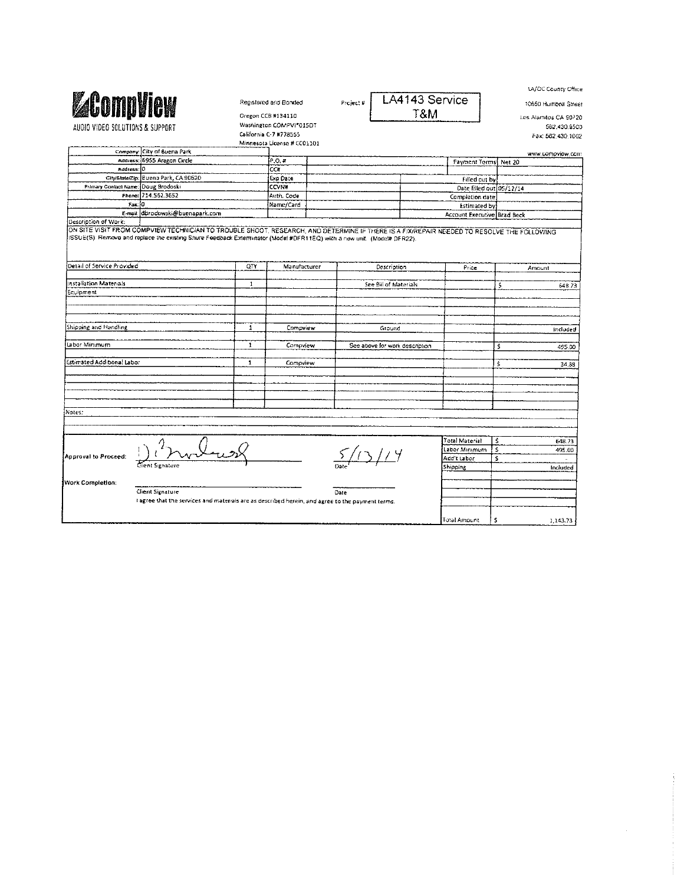# CompView

AUDIO VIDEO SOLUTIONS & SUPPORT

Registered and Bonded

Oregon CCB #134110
Washington COMPVI*015DT
California C-7 #778555
Minnesota License # CC01101

Project # **LA4143 Service T&M**

LA/OC County Office
10650 Humbolt Street
Los Alamitos CA 90720
562.430.8500
Fax: 562.430.1002
www.compview.com

| | | | | | |
|---|---|---|---|---|---|
| Company: | City of Buena Park | | | | |
| Address: | 6955 Aragon Circle | P.O. # | | Payment Terms | Net 20 |
| Address: | 0 | CC# | | | |
| City/State/Zip: | Buena Park, CA 90620 | Exp Date | | Filled out by | |
| Primary Contact Name: | Doug Brodoski | CCVN# | | Date filled out | 05/12/14 |
| Phone: | 714.562.3652 | Auth. Code | | Completion date | |
| Fax: | 0 | Name/Card | | Estimated by | |
| E-mail: | dbrodowski@buenapark.com | | | Account Executive | Brad Beck |

Description of Work:
ON SITE VISIT FROM COMPVIEW TECHNICIAN TO TROUBLE SHOOT, RESEARCH, AND DETERMINE IF THERE IS A FIX/REPAIR NEEDED TO RESOLVE THE FOLLOWING ISSUE(S): Remove and replace the existing Shure Feedback Exterminator (Model #DFR11EQ) with a new unit. (Model# DFR22).

| Detail of Service Provided | QTY | Manufacturer | Description | Price | Amount |
|---|---|---|---|---|---|
| Installation Materials | 1 | | See Bill of Materials | | $ 648.73 |
| Equipment | | | | | |
| Shipping and Handling | 1 | Compview | Ground | | Included |
| Labor Minimum | 1 | Compview | See above for work description | | $ 495.00 |
| Estimated Additional Labor | 1 | Compview | | | $ 34.38 |

Notes:

| | |
|---|---|
| Total Material | $ 648.73 |
| Labor Minimum | $ 495.00 |
| Add'l Labor | $ - |
| Shipping | Included |
| Total Amount | $ 1,143.73 |

Approval to Proceed: [signature] Client Signature — Date: 5/13/14

Work Completion: ______________ Client Signature — Date: ______________

I agree that the services and materials are as described herein, and agree to the payment terms.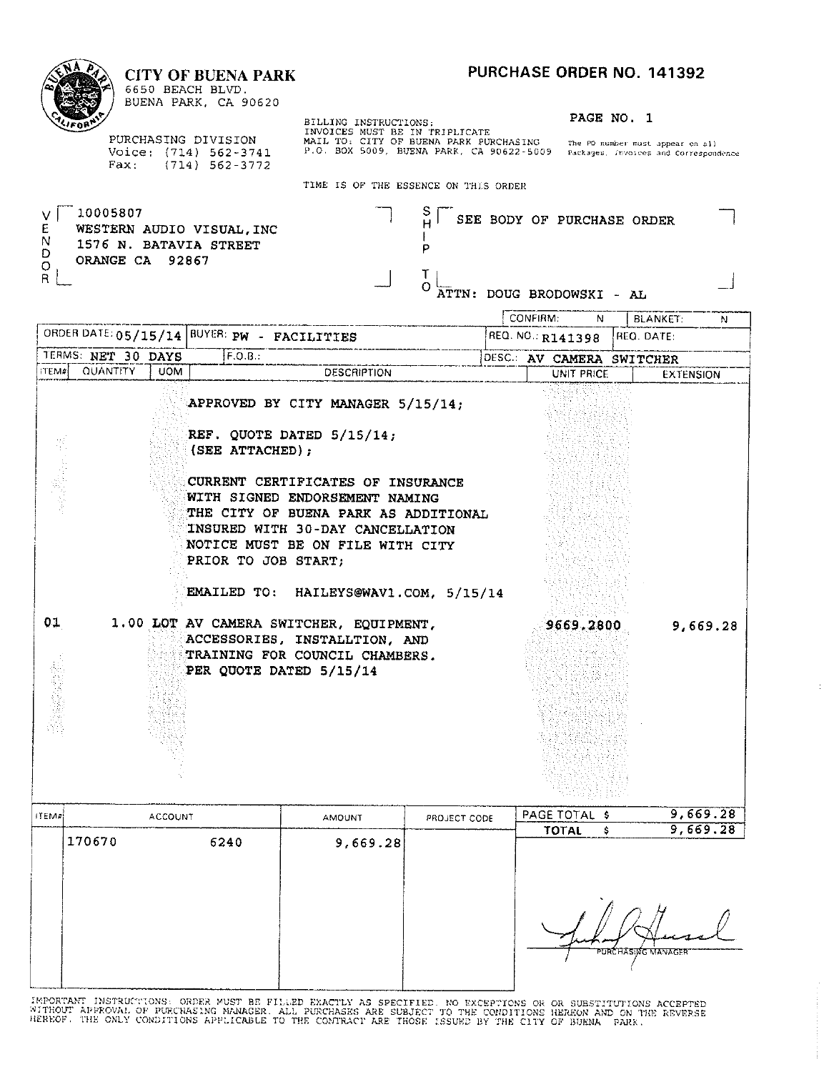# CITY OF BUENA PARK

6650 BEACH BLVD.
BUENA PARK, CA 90620

PURCHASING DIVISION
Voice: (714) 562-3741
Fax: (714) 562-3772

## PURCHASE ORDER NO. 141392

PAGE NO. 1

BILLING INSTRUCTIONS:
INVOICES MUST BE IN TRIPLICATE
MAIL TO: CITY OF BUENA PARK PURCHASING
P.O. BOX 5009, BUENA PARK, CA 90622-5009

The PO number must appear on all Packages, Invoices and Correspondence

TIME IS OF THE ESSENCE ON THIS ORDER

**VENDOR:**
10005807
WESTERN AUDIO VISUAL, INC
1576 N. BATAVIA STREET
ORANGE CA 92867

**SHIP TO:**
SEE BODY OF PURCHASE ORDER
ATTN: DOUG BRODOWSKI - AL

| CONFIRM: N | BLANKET: N |
|---|---|

| ORDER DATE: 05/15/14 | BUYER: PW - FACILITIES | REQ. NO.: R141398 | REQ. DATE: |
|---|---|---|---|
| TERMS: NET 30 DAYS | F.O.B.: | DESC.: AV CAMERA SWITCHER | |

| ITEM# | QUANTITY | UOM | DESCRIPTION | UNIT PRICE | EXTENSION |
|---|---|---|---|---|---|
| | | | APPROVED BY CITY MANAGER 5/15/14; | | |
| | | | REF. QUOTE DATED 5/15/14; (SEE ATTACHED); | | |
| | | | CURRENT CERTIFICATES OF INSURANCE WITH SIGNED ENDORSEMENT NAMING THE CITY OF BUENA PARK AS ADDITIONAL INSURED WITH 30-DAY CANCELLATION NOTICE MUST BE ON FILE WITH CITY PRIOR TO JOB START; | | |
| | | | EMAILED TO: HAILEYS@WAV1.COM, 5/15/14 | | |
| 01 | 1.00 | LOT | AV CAMERA SWITCHER, EQUIPMENT, ACCESSORIES, INSTALLTION, AND TRAINING FOR COUNCIL CHAMBERS. PER QUOTE DATED 5/15/14 | 9669.2800 | 9,669.28 |

| ITEM# | ACCOUNT | | AMOUNT | PROJECT CODE |
|---|---|---|---|---|
| | 170670 | 6240 | 9,669.28 | |

PAGE TOTAL $ 9,669.28
**TOTAL $ 9,669.28**

PURCHASING MANAGER

IMPORTANT INSTRUCTIONS: ORDER MUST BE FILLED EXACTLY AS SPECIFIED. NO EXCEPTIONS OR OR SUBSTITUTIONS ACCEPTED WITHOUT APPROVAL OF PURCHASING MANAGER. ALL PURCHASES ARE SUBJECT TO THE CONDITIONS HEREON AND ON THE REVERSE HEREOF. THE ONLY CONDITIONS APPLICABLE TO THE CONTRACT ARE THOSE ISSUED BY THE CITY OF BUENA PARK.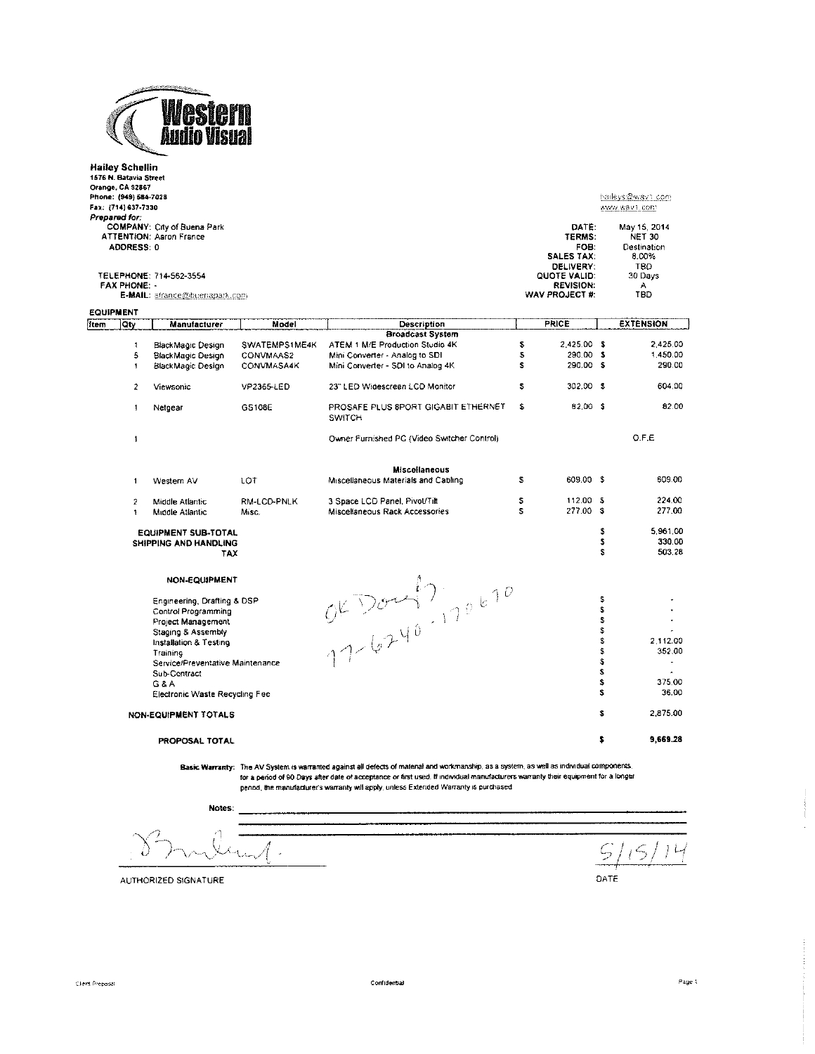# Western Audio Visual

**Hailey Schellin**
1576 N. Batavia Street
Orange, CA 92867
Phone: (949) 584-7028
Fax: (714) 637-7330

haileys@wav1.com
www.wav1.com

***Prepared for:***

COMPANY: City of Buena Park
ATTENTION: Aaron France
ADDRESS: 0

TELEPHONE: 714-562-3554
FAX PHONE: -
E-MAIL: afrance@buenapark.com

| | |
|---|---|
| **DATE:** | May 15, 2014 |
| **TERMS:** | NET 30 |
| **FOB:** | Destination |
| **SALES TAX:** | 8.00% |
| **DELIVERY:** | TBD |
| **QUOTE VALID:** | 30 Days |
| **REVISION:** | A |
| **WAV PROJECT #:** | TBD |

**EQUIPMENT**

| Item | Qty | Manufacturer | Model | Description | PRICE | EXTENSION |
|---|---|---|---|---|---|---|
| | | | | **Broadcast System** | | |
| | 1 | BlackMagic Design | SWATEMPS1ME4K | ATEM 1 M/E Production Studio 4K | $ 2,425.00 | $ 2,425.00 |
| | 5 | BlackMagic Design | CONVMAAS2 | Mini Converter - Analog to SDI | $ 290.00 | $ 1,450.00 |
| | 1 | BlackMagic Design | CONVMASA4K | Mini Converter - SDI to Analog 4K | $ 290.00 | $ 290.00 |
| | 2 | Viewsonic | VP2365-LED | 23" LED Widescreen LCD Monitor | $ 302.00 | $ 604.00 |
| | 1 | Netgear | GS108E | PROSAFE PLUS 8PORT GIGABIT ETHERNET SWITCH | $ 82.00 | $ 82.00 |
| | 1 | | | Owner Furnished PC (Video Switcher Control) | | O.F.E |
| | | | | **Miscellaneous** | | |
| | 1 | Western AV | LOT | Miscellaneous Materials and Cabling | $ 609.00 | $ 609.00 |
| | 2 | Middle Atlantic | RM-LCD-PNLK | 3 Space LCD Panel, Pivot/Tilt | $ 112.00 | $ 224.00 |
| | 1 | Middle Atlantic | Misc. | Miscellaneous Rack Accessories | $ 277.00 | $ 277.00 |

| | |
|---|---|
| **EQUIPMENT SUB-TOTAL** | $ 5,961.00 |
| **SHIPPING AND HANDLING** | $ 330.00 |
| **TAX** | $ 503.28 |

**NON-EQUIPMENT**

OK Doug 17-6240-170670

| | |
|---|---|
| Engineering, Drafting & DSP | $ - |
| Control Programming | $ - |
| Project Management | $ - |
| Staging & Assembly | $ - |
| Installation & Testing | $ 2,112.00 |
| Training | $ 352.00 |
| Service/Preventative Maintenance | $ - |
| Sub-Contract | $ - |
| G & A | $ 375.00 |
| Electronic Waste Recycling Fee | $ 36.00 |
| **NON-EQUIPMENT TOTALS** | $ 2,875.00 |
| **PROPOSAL TOTAL** | **$ 9,669.28** |

**Basic Warranty:** The AV System is warranted against all defects of material and workmanship, as a system, as well as individual components, for a period of 90 Days after date of acceptance or first used. If individual manufacturers warranty their equipment for a longer period, the manufacturer's warranty will apply, unless Extended Warranty is purchased.

Notes:

AUTHORIZED SIGNATURE

DATE 5/15/14

Client Proposal — Confidential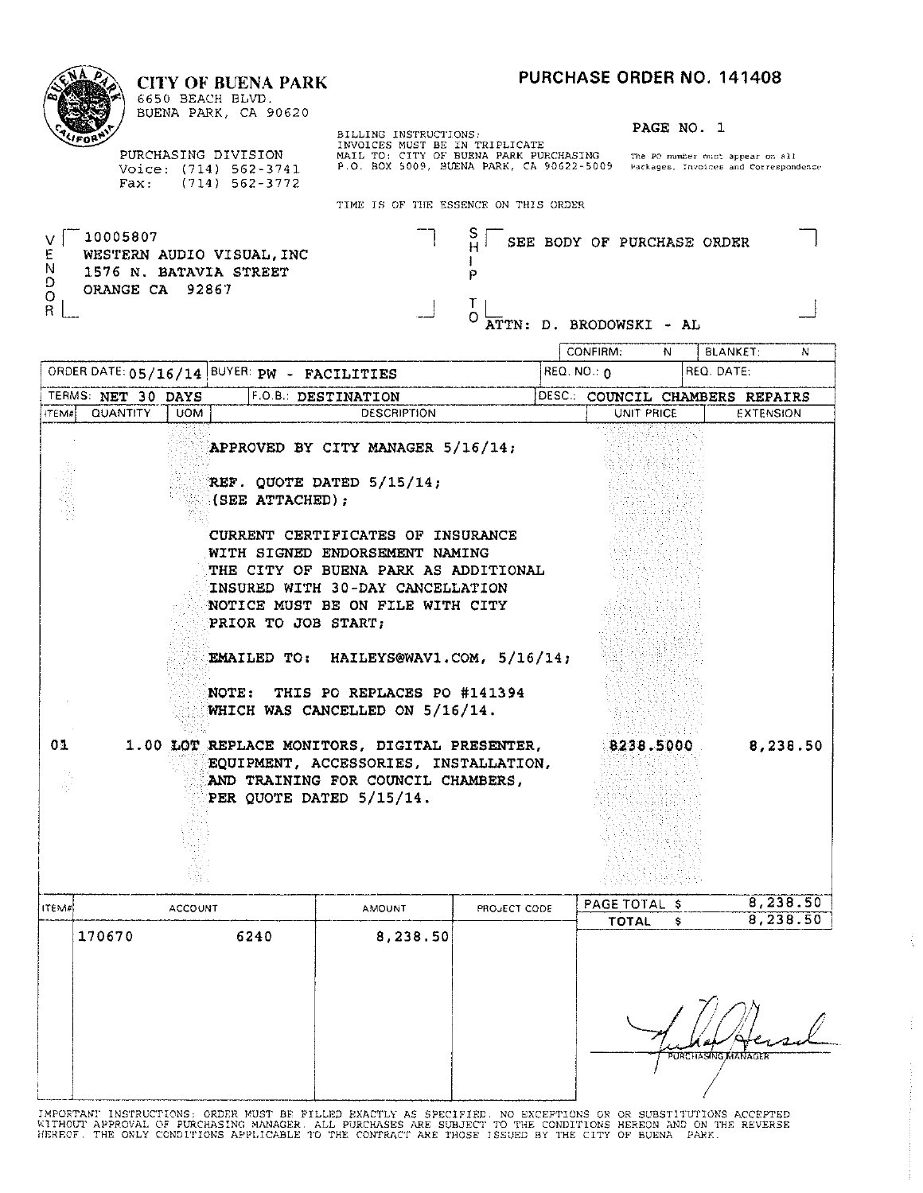**CITY OF BUENA PARK**
6650 BEACH BLVD.
BUENA PARK, CA 90620

PURCHASING DIVISION
Voice: (714) 562-3741
Fax: (714) 562-3772

# PURCHASE ORDER NO. 141408

PAGE NO. 1

BILLING INSTRUCTIONS:
INVOICES MUST BE IN TRIPLICATE
MAIL TO: CITY OF BUENA PARK PURCHASING
P.O. BOX 5009, BUENA PARK, CA 90622-5009

The PO number must appear on all Packages, Invoices and Correspondence

TIME IS OF THE ESSENCE ON THIS ORDER

VENDOR:
10005807
WESTERN AUDIO VISUAL, INC
1576 N. BATAVIA STREET
ORANGE CA 92867

SHIP TO:
SEE BODY OF PURCHASE ORDER
ATTN: D. BRODOWSKI - AL

CONFIRM: N | BLANKET: N

ORDER DATE: 05/16/14 | BUYER: PW - FACILITIES | REQ. NO.: 0 | REQ. DATE:

TERMS: NET 30 DAYS | F.O.B.: DESTINATION | DESC.: COUNCIL CHAMBERS REPAIRS

| ITEM# | QUANTITY | UOM | DESCRIPTION | UNIT PRICE | EXTENSION |
|---|---|---|---|---|---|
| | | | APPROVED BY CITY MANAGER 5/16/14; | | |
| | | | REF. QUOTE DATED 5/15/14; (SEE ATTACHED); | | |
| | | | CURRENT CERTIFICATES OF INSURANCE WITH SIGNED ENDORSEMENT NAMING THE CITY OF BUENA PARK AS ADDITIONAL INSURED WITH 30-DAY CANCELLATION NOTICE MUST BE ON FILE WITH CITY PRIOR TO JOB START; | | |
| | | | EMAILED TO: HAILEYS@WAV1.COM, 5/16/14; | | |
| | | | NOTE: THIS PO REPLACES PO #141394 WHICH WAS CANCELLED ON 5/16/14. | | |
| 01 | 1.00 | LOT | REPLACE MONITORS, DIGITAL PRESENTER, EQUIPMENT, ACCESSORIES, INSTALLATION, AND TRAINING FOR COUNCIL CHAMBERS, PER QUOTE DATED 5/15/14. | 8238.5000 | 8,238.50 |

| ITEM# | ACCOUNT | | AMOUNT | PROJECT CODE |
|---|---|---|---|---|
| | 170670 | 6240 | 8,238.50 | |

PAGE TOTAL $ 8,238.50
TOTAL $ 8,238.50

PURCHASING MANAGER

IMPORTANT INSTRUCTIONS: ORDER MUST BE FILLED EXACTLY AS SPECIFIED. NO EXCEPTIONS OR OR SUBSTITUTIONS ACCEPTED WITHOUT APPROVAL OF PURCHASING MANAGER. ALL PURCHASES ARE SUBJECT TO THE CONDITIONS HEREON AND ON THE REVERSE HEREOF. THE ONLY CONDITIONS APPLICABLE TO THE CONTRACT ARE THOSE ISSUED BY THE CITY OF BUENA PARK.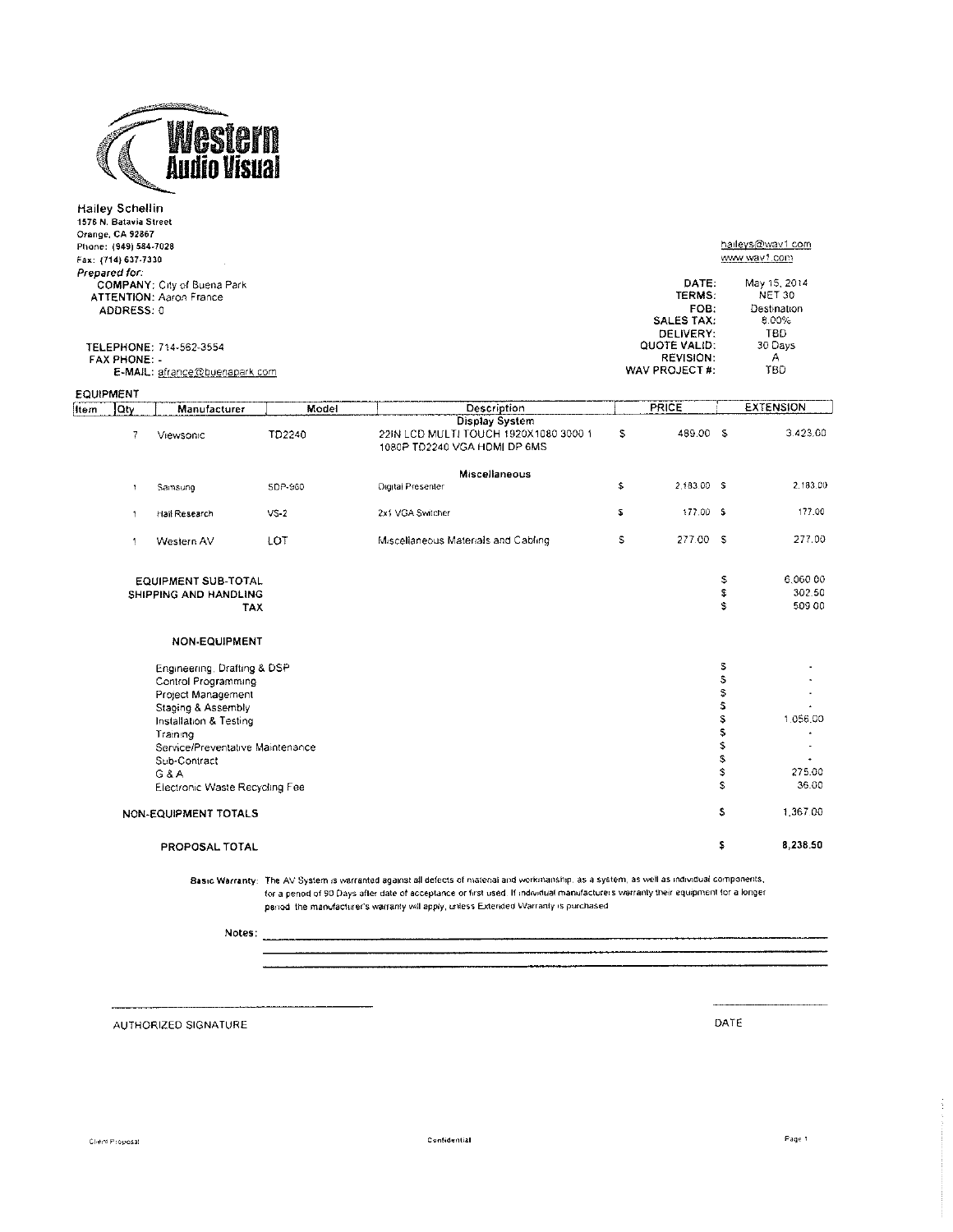# Western Audio Visual

**Hailey Schellin**
1576 N. Batavia Street
Orange, CA 92867
Phone: (949) 584-7028
Fax: (714) 637-7330

haileys@wav1.com
www.wav1.com

***Prepared for:***
**COMPANY:** City of Buena Park
**ATTENTION:** Aaron France
**ADDRESS:** 0

**TELEPHONE:** 714-562-3554
**FAX PHONE:** -
**E-MAIL:** afrance@buenapark.com

| | |
|---|---|
| **DATE:** | May 15, 2014 |
| **TERMS:** | NET 30 |
| **FOB:** | Destination |
| **SALES TAX:** | 8.00% |
| **DELIVERY:** | TBD |
| **QUOTE VALID:** | 30 Days |
| **REVISION:** | A |
| **WAV PROJECT #:** | TBD |

**EQUIPMENT**

| Item | Qty | Manufacturer | Model | Description | PRICE | EXTENSION |
|---|---|---|---|---|---|---|
| | | | | **Display System** | | |
| | 7 | Viewsonic | TD2240 | 22IN LCD MULTI TOUCH 1920X1080 3000 1 1080P TD2240 VGA HDMI DP 6MS | $ 489.00 | $ 3,423.00 |
| | | | | **Miscellaneous** | | |
| | 1 | Samsung | SDP-960 | Digital Presenter | $ 2,183.00 | $ 2,183.00 |
| | 1 | Hall Research | VS-2 | 2x1 VGA Switcher | $ 177.00 | $ 177.00 |
| | 1 | Western AV | LOT | Miscellaneous Materials and Cabling | $ 277.00 | $ 277.00 |

| | |
|---|---|
| **EQUIPMENT SUB-TOTAL** | $ 6,060.00 |
| **SHIPPING AND HANDLING** | $ 302.50 |
| **TAX** | $ 509.00 |

**NON-EQUIPMENT**

| | |
|---|---|
| Engineering, Drafting & DSP | $ - |
| Control Programming | $ - |
| Project Management | $ - |
| Staging & Assembly | $ - |
| Installation & Testing | $ 1,056.00 |
| Training | $ - |
| Service/Preventative Maintenance | $ - |
| Sub-Contract | $ - |
| G & A | $ 275.00 |
| Electronic Waste Recycling Fee | $ 36.00 |
| **NON-EQUIPMENT TOTALS** | $ 1,367.00 |
| **PROPOSAL TOTAL** | **$ 8,238.50** |

**Basic Warranty:** The AV System is warranted against all defects of material and workmanship, as a system, as well as individual components, for a period of 90 Days after date of acceptance or first used. If individual manufacturers warranty their equipment for a longer period, the manufacturer's warranty will apply, unless Extended Warranty is purchased.

Notes: ______________________________

______________________________ AUTHORIZED SIGNATURE

______________ DATE

Client Proposal — Confidential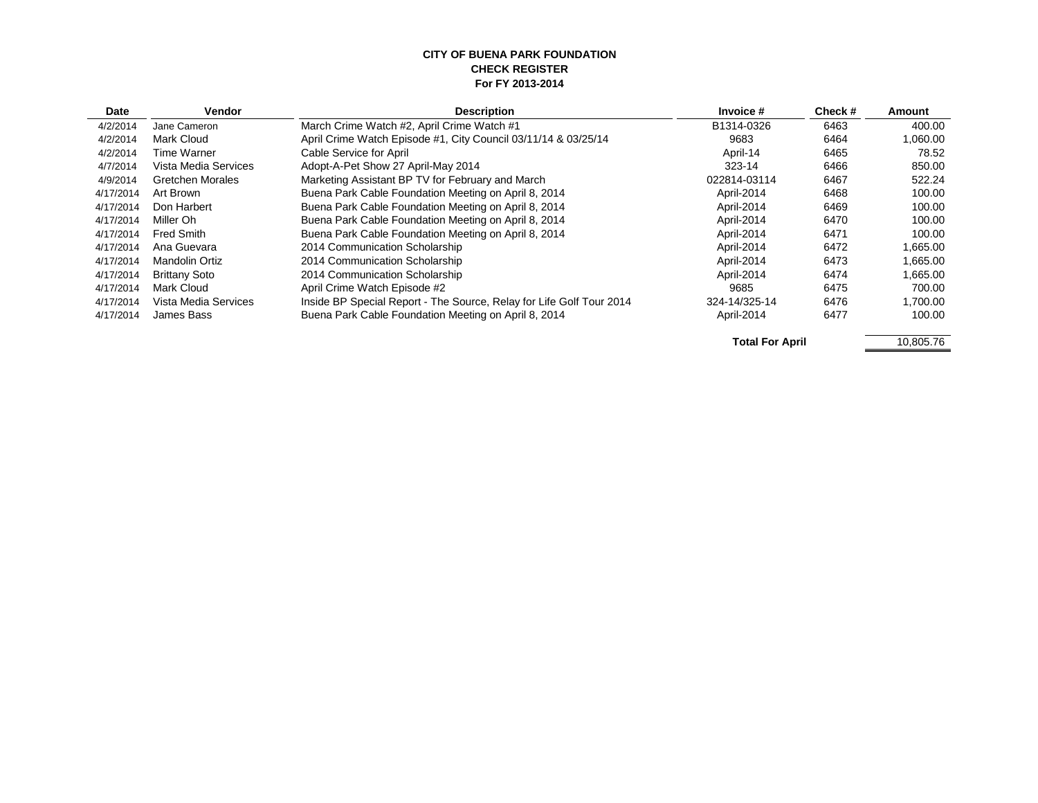**CITY OF BUENA PARK FOUNDATION**
**CHECK REGISTER**
**For FY 2013-2014**

| Date | Vendor | Description | Invoice # | Check # | Amount |
|---|---|---|---|---|---|
| 4/2/2014 | Jane Cameron | March Crime Watch #2, April Crime Watch #1 | B1314-0326 | 6463 | 400.00 |
| 4/2/2014 | Mark Cloud | April Crime Watch Episode #1, City Council 03/11/14 & 03/25/14 | 9683 | 6464 | 1,060.00 |
| 4/2/2014 | Time Warner | Cable Service for April | April-14 | 6465 | 78.52 |
| 4/7/2014 | Vista Media Services | Adopt-A-Pet Show 27 April-May 2014 | 323-14 | 6466 | 850.00 |
| 4/9/2014 | Gretchen Morales | Marketing Assistant BP TV for February and March | 022814-03114 | 6467 | 522.24 |
| 4/17/2014 | Art Brown | Buena Park Cable Foundation Meeting on April 8, 2014 | April-2014 | 6468 | 100.00 |
| 4/17/2014 | Don Harbert | Buena Park Cable Foundation Meeting on April 8, 2014 | April-2014 | 6469 | 100.00 |
| 4/17/2014 | Miller Oh | Buena Park Cable Foundation Meeting on April 8, 2014 | April-2014 | 6470 | 100.00 |
| 4/17/2014 | Fred Smith | Buena Park Cable Foundation Meeting on April 8, 2014 | April-2014 | 6471 | 100.00 |
| 4/17/2014 | Ana Guevara | 2014 Communication Scholarship | April-2014 | 6472 | 1,665.00 |
| 4/17/2014 | Mandolin Ortiz | 2014 Communication Scholarship | April-2014 | 6473 | 1,665.00 |
| 4/17/2014 | Brittany Soto | 2014 Communication Scholarship | April-2014 | 6474 | 1,665.00 |
| 4/17/2014 | Mark Cloud | April Crime Watch Episode #2 | 9685 | 6475 | 700.00 |
| 4/17/2014 | Vista Media Services | Inside BP Special Report - The Source, Relay for Life Golf Tour 2014 | 324-14/325-14 | 6476 | 1,700.00 |
| 4/17/2014 | James Bass | Buena Park Cable Foundation Meeting on April 8, 2014 | April-2014 | 6477 | 100.00 |
| | | | **Total For April** | | 10,805.76 |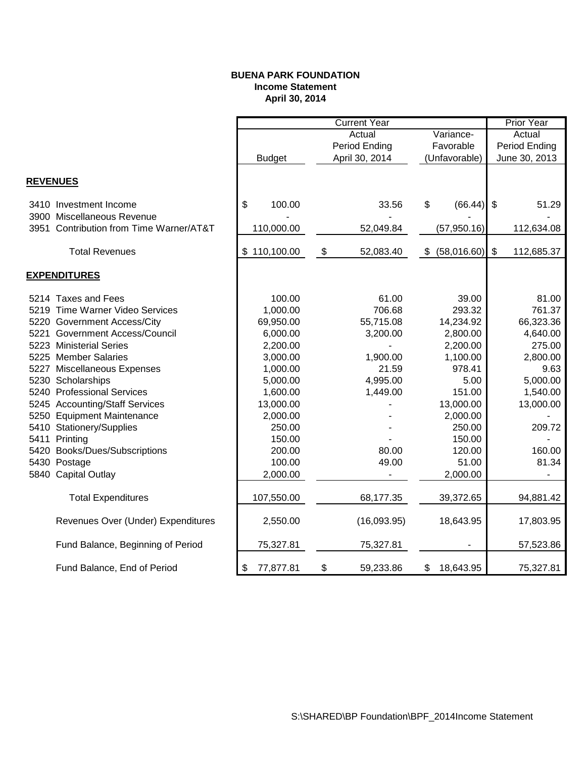**BUENA PARK FOUNDATION**
**Income Statement**
**April 30, 2014**

| | Current Year | | | Prior Year |
|---|---|---|---|---|
| | Budget | Actual Period Ending April 30, 2014 | Variance- Favorable (Unfavorable) | Actual Period Ending June 30, 2013 |
| **REVENUES** | | | | |
| 3410 Investment Income | $ 100.00 | 33.56 | $ (66.44) | $ 51.29 |
| 3900 Miscellaneous Revenue | - | - | - | - |
| 3951 Contribution from Time Warner/AT&T | 110,000.00 | 52,049.84 | (57,950.16) | 112,634.08 |
| Total Revenues | $ 110,100.00 | $ 52,083.40 | $ (58,016.60) | $ 112,685.37 |
| **EXPENDITURES** | | | | |
| 5214 Taxes and Fees | 100.00 | 61.00 | 39.00 | 81.00 |
| 5219 Time Warner Video Services | 1,000.00 | 706.68 | 293.32 | 761.37 |
| 5220 Government Access/City | 69,950.00 | 55,715.08 | 14,234.92 | 66,323.36 |
| 5221 Government Access/Council | 6,000.00 | 3,200.00 | 2,800.00 | 4,640.00 |
| 5223 Ministerial Series | 2,200.00 | - | 2,200.00 | 275.00 |
| 5225 Member Salaries | 3,000.00 | 1,900.00 | 1,100.00 | 2,800.00 |
| 5227 Miscellaneous Expenses | 1,000.00 | 21.59 | 978.41 | 9.63 |
| 5230 Scholarships | 5,000.00 | 4,995.00 | 5.00 | 5,000.00 |
| 5240 Professional Services | 1,600.00 | 1,449.00 | 151.00 | 1,540.00 |
| 5245 Accounting/Staff Services | 13,000.00 | - | 13,000.00 | 13,000.00 |
| 5250 Equipment Maintenance | 2,000.00 | - | 2,000.00 | - |
| 5410 Stationery/Supplies | 250.00 | - | 250.00 | 209.72 |
| 5411 Printing | 150.00 | - | 150.00 | - |
| 5420 Books/Dues/Subscriptions | 200.00 | 80.00 | 120.00 | 160.00 |
| 5430 Postage | 100.00 | 49.00 | 51.00 | 81.34 |
| 5840 Capital Outlay | 2,000.00 | - | 2,000.00 | - |
| Total Expenditures | 107,550.00 | 68,177.35 | 39,372.65 | 94,881.42 |
| Revenues Over (Under) Expenditures | 2,550.00 | (16,093.95) | 18,643.95 | 17,803.95 |
| Fund Balance, Beginning of Period | 75,327.81 | 75,327.81 | - | 57,523.86 |
| Fund Balance, End of Period | $ 77,877.81 | $ 59,233.86 | $ 18,643.95 | 75,327.81 |

S:\SHARED\BP Foundation\BPF_2014Income Statement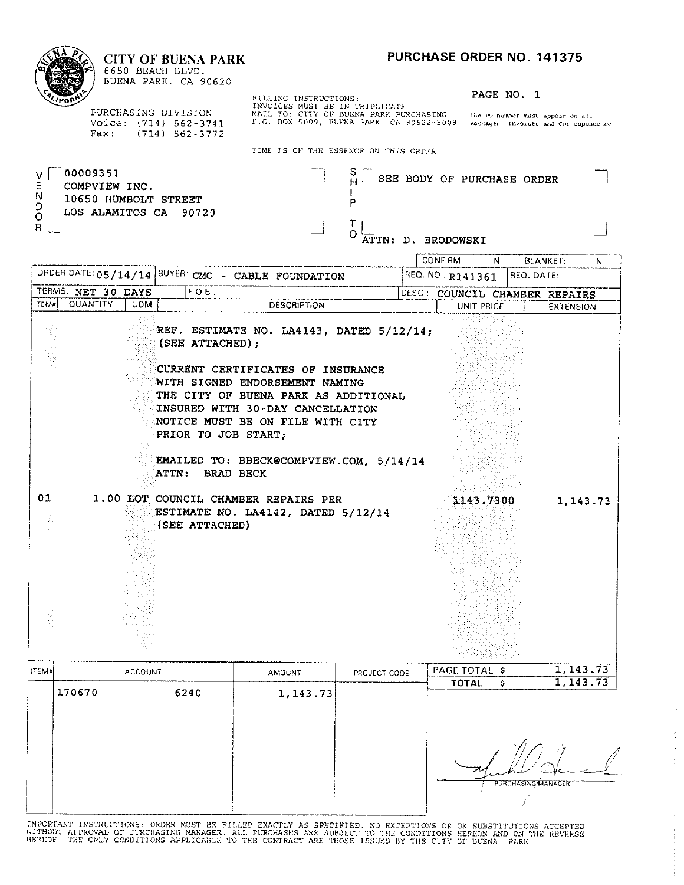# CITY OF BUENA PARK

6650 BEACH BLVD.
BUENA PARK, CA 90620

PURCHASING DIVISION
Voice: (714) 562-3741
Fax: (714) 562-3772

## PURCHASE ORDER NO. 141375

PAGE NO. 1

BILLING INSTRUCTIONS:
INVOICES MUST BE IN TRIPLICATE
MAIL TO: CITY OF BUENA PARK PURCHASING
P.O. BOX 5009, BUENA PARK, CA 90622-5009

The PO number must appear on all Packages, Invoices and Correspondence

TIME IS OF THE ESSENCE ON THIS ORDER

**VENDOR:**
00009351
COMPVIEW INC.
10650 HUMBOLT STREET
LOS ALAMITOS CA 90720

**SHIP TO:**
SEE BODY OF PURCHASE ORDER
ATTN: D. BRODOWSKI

| | | | |
|---|---|---|---|
| CONFIRM: N | BLANKET: N | | |
| ORDER DATE: 05/14/14 | BUYER: CMO - CABLE FOUNDATION | REQ. NO.: R141361 | REQ. DATE: |
| TERMS: NET 30 DAYS | F.O.B.: | DESC: COUNCIL CHAMBER REPAIRS | |

| ITEM# | QUANTITY | UOM | DESCRIPTION | UNIT PRICE | EXTENSION |
|---|---|---|---|---|---|
| | | | REF. ESTIMATE NO. LA4143, DATED 5/12/14; (SEE ATTACHED); | | |
| | | | CURRENT CERTIFICATES OF INSURANCE WITH SIGNED ENDORSEMENT NAMING THE CITY OF BUENA PARK AS ADDITIONAL INSURED WITH 30-DAY CANCELLATION NOTICE MUST BE ON FILE WITH CITY PRIOR TO JOB START; | | |
| | | | EMAILED TO: BBECK@COMPVIEW.COM, 5/14/14 ATTN: BRAD BECK | | |
| 01 | 1.00 | LOT | COUNCIL CHAMBER REPAIRS PER ESTIMATE NO. LA4142, DATED 5/12/14 (SEE ATTACHED) | 1143.7300 | 1,143.73 |

| ITEM# | ACCOUNT | | AMOUNT | PROJECT CODE |
|---|---|---|---|---|
| | 170670 | 6240 | 1,143.73 | |

PAGE TOTAL $ 1,143.73
TOTAL $ 1,143.73

PURCHASING MANAGER

IMPORTANT INSTRUCTIONS: ORDER MUST BE FILLED EXACTLY AS SPECIFIED. NO EXCEPTIONS OR OR SUBSTITUTIONS ACCEPTED WITHOUT APPROVAL OF PURCHASING MANAGER. ALL PURCHASES ARE SUBJECT TO THE CONDITIONS HEREON AND ON THE REVERSE HEREOF. THE ONLY CONDITIONS APPLICABLE TO THE CONTRACT ARE THOSE ISSUED BY THE CITY OF BUENA PARK.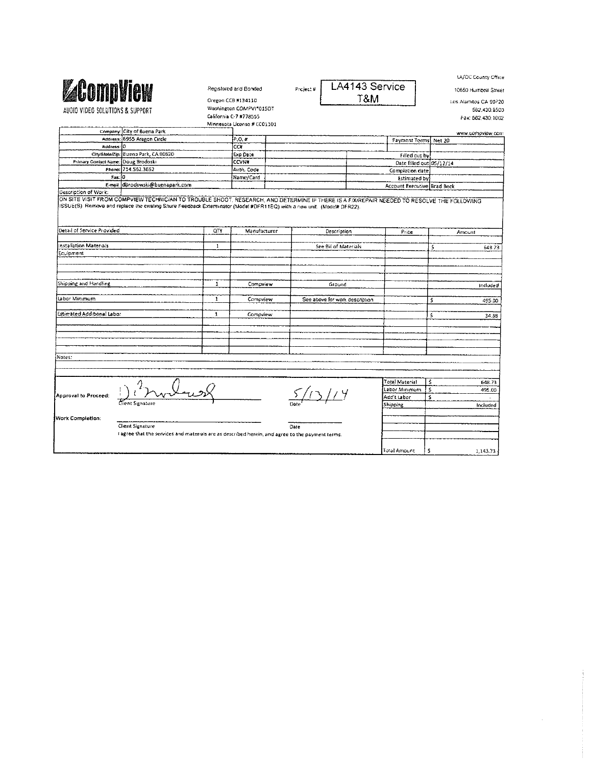# CompView

AUDIO VIDEO SOLUTIONS & SUPPORT

Registered and Bonded
Oregon CCB #134110
Washington COMPVI*015DT
California C-7 #778555
Minnesota License # CC01101

Project # **LA4143 Service T&M**

LA/OC County Office
10650 Humbolt Street
Los Alamitos CA 90720
562.430.8500
Fax: 562.430.1002
www.compview.com

| | | | | | |
|---|---|---|---|---|---|
| Company: | City of Buena Park | P.O. # | | Payment Terms | Net 20 |
| Address: | 6955 Aragon Circle | CC# | | | |
| Address: | 0 | Exp Date | | Filled out by | |
| City/State/Zip: | Buena Park, CA 90620 | CCVN# | | Date filled out | 05/12/14 |
| Primary Contact Name: | Doug Brodoski | Auth. Code | | Completion date | |
| Phone: | 714.562.3652 | Name/Card | | Estimated by | |
| Fax: | 0 | | | Account Executive | Brad Beck |
| E-mail: | dbrodowski@buenapark.com | | | | |

Description of Work:

ON SITE VISIT FROM COMPVIEW TECHNICIAN TO TROUBLE SHOOT, RESEARCH, AND DETERMINE IF THERE IS A FIX/REPAIR NEEDED TO RESOLVE THE FOLLOWING ISSUE(S): Remove and replace the existing Shure Feedback Exterminator (Model #DFR11EQ) with a new unit. (Model# DFR22).

| Detail of Service Provided | QTY | Manufacturer | Description | Price | Amount |
|---|---|---|---|---|---|
| Installation Materials | 1 | | See Bill of Materials | | $ 648.73 |
| Equipment | | | | | |
| Shipping and Handling | 1 | Compview | Ground | | Included |
| Labor Minimum | 1 | Compview | See above for work description | | $ 495.00 |
| Estimated Additional Labor | 1 | Compview | | | $ 34.38 |

Notes:

| | |
|---|---|
| Total Material | $ 648.73 |
| Labor Minimum | $ 495.00 |
| Add't Labor | $ - |
| Shipping | Included |
| Total Amount | $ 1,143.73 |

**Approval to Proceed:** [signature] Client Signature — Date: 5/13/14

**Work Completion:** Client Signature ______ Date ______

I agree that the services and materials are as described herein, and agree to the payment terms.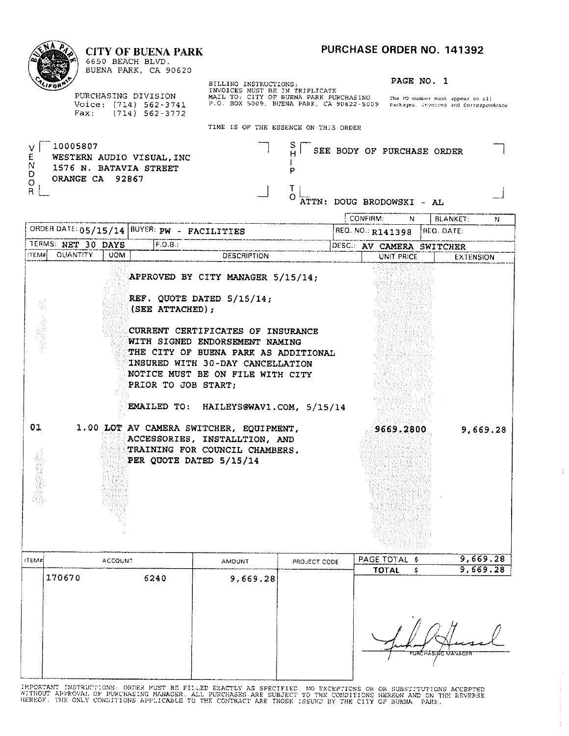# CITY OF BUENA PARK

6650 BEACH BLVD.
BUENA PARK, CA 90620

PURCHASING DIVISION
Voice: (714) 562-3741
Fax: (714) 562-3772

## PURCHASE ORDER NO. 141392

PAGE NO. 1

BILLING INSTRUCTIONS:
INVOICES MUST BE IN TRIPLICATE
MAIL TO: CITY OF BUENA PARK PURCHASING
P.O. BOX 5009, BUENA PARK, CA 90622-5009

The PO number must appear on all Packages, Invoices and Correspondence

TIME IS OF THE ESSENCE ON THIS ORDER

**VENDOR**
10005807
WESTERN AUDIO VISUAL, INC
1576 N. BATAVIA STREET
ORANGE CA 92867

**SHIP TO**
SEE BODY OF PURCHASE ORDER
ATTN: DOUG BRODOWSKI - AL

| CONFIRM: N | BLANKET: N |
|---|---|

| ORDER DATE: 05/15/14 | BUYER: PW - FACILITIES | REQ. NO.: R141398 | REQ. DATE: |
|---|---|---|---|
| TERMS: NET 30 DAYS | F.O.B.: | DESC.: AV CAMERA SWITCHER | |

| ITEM# | QUANTITY | UOM | DESCRIPTION | UNIT PRICE | EXTENSION |
|---|---|---|---|---|---|
| | | | APPROVED BY CITY MANAGER 5/15/14; | | |
| | | | REF. QUOTE DATED 5/15/14; (SEE ATTACHED); | | |
| | | | CURRENT CERTIFICATES OF INSURANCE WITH SIGNED ENDORSEMENT NAMING THE CITY OF BUENA PARK AS ADDITIONAL INSURED WITH 30-DAY CANCELLATION NOTICE MUST BE ON FILE WITH CITY PRIOR TO JOB START; | | |
| | | | EMAILED TO: HAILEYS@WAV1.COM, 5/15/14 | | |
| 01 | 1.00 | LOT | AV CAMERA SWITCHER, EQUIPMENT, ACCESSORIES, INSTALLTION, AND TRAINING FOR COUNCIL CHAMBERS. PER QUOTE DATED 5/15/14 | 9669.2800 | 9,669.28 |

| ITEM# | ACCOUNT | | AMOUNT | PROJECT CODE |
|---|---|---|---|---|
| | 170670 | 6240 | 9,669.28 | |

PAGE TOTAL $ 9,669.28
**TOTAL $ 9,669.28**

PURCHASING MANAGER

IMPORTANT INSTRUCTIONS: ORDER MUST BE FILLED EXACTLY AS SPECIFIED. NO EXCEPTIONS OR OR SUBSTITUTIONS ACCEPTED WITHOUT APPROVAL OF PURCHASING MANAGER. ALL PURCHASES ARE SUBJECT TO THE CONDITIONS HEREON AND ON THE REVERSE HEREOF. THE ONLY CONDITIONS APPLICABLE TO THE CONTRACT ARE THOSE ISSUED BY THE CITY OF BUENA PARK.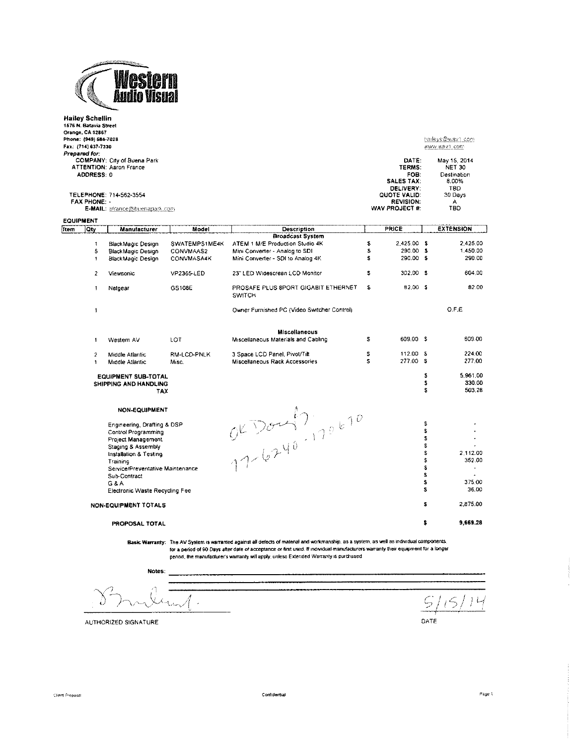**Western Audio Visual**

**Hailey Schellin**
1576 N. Batavia Street
Orange, CA 92867
Phone: (949) 584-7028
Fax: (714) 637-7330

haileys@wav1.com
www.wav1.com

*Prepared for:*
COMPANY: City of Buena Park
ATTENTION: Aaron France
ADDRESS: 0

TELEPHONE: 714-562-3554
FAX PHONE: -
E-MAIL: afrance@buenapark.com

| | |
|---|---|
| DATE: | May 15, 2014 |
| TERMS: | NET 30 |
| FOB: | Destination |
| SALES TAX: | 8.00% |
| DELIVERY: | TBD |
| QUOTE VALID: | 30 Days |
| REVISION: | A |
| WAV PROJECT #: | TBD |

**EQUIPMENT**

| Item | Qty | Manufacturer | Model | Description | PRICE | EXTENSION |
|---|---|---|---|---|---|---|
| | | | | **Broadcast System** | | |
| | 1 | BlackMagic Design | SWATEMPS1ME4K | ATEM 1 M/E Production Studio 4K | $ 2,425.00 | $ 2,425.00 |
| | 5 | BlackMagic Design | CONVMAAS2 | Mini Converter - Analog to SDI | $ 290.00 | $ 1,450.00 |
| | 1 | BlackMagic Design | CONVMASA4K | Mini Converter - SDI to Analog 4K | $ 290.00 | $ 290.00 |
| | 2 | Viewsonic | VP2365-LED | 23" LED Widescreen LCD Monitor | $ 302.00 | $ 604.00 |
| | 1 | Netgear | GS108E | PROSAFE PLUS 8PORT GIGABIT ETHERNET SWITCH | $ 82.00 | $ 82.00 |
| | 1 | | | Owner Furnished PC (Video Switcher Control) | | O.F.E |
| | | | | **Miscellaneous** | | |
| | 1 | Western AV | LOT | Miscellaneous Materials and Cabling | $ 609.00 | $ 609.00 |
| | 2 | Middle Atlantic | RM-LCD-PNLK | 3 Space LCD Panel, Pivot/Tilt | $ 112.00 | $ 224.00 |
| | 1 | Middle Atlantic | Misc. | Miscellaneous Rack Accessories | $ 277.00 | $ 277.00 |

| | |
|---|---|
| **EQUIPMENT SUB-TOTAL** | $ 5,961.00 |
| **SHIPPING AND HANDLING** | $ 330.00 |
| **TAX** | $ 503.28 |

**NON-EQUIPMENT**

| | |
|---|---|
| Engineering, Drafting & DSP | $ - |
| Control Programming | $ - |
| Project Management | $ - |
| Staging & Assembly | $ - |
| Installation & Testing | $ 2,112.00 |
| Training | $ 352.00 |
| Service/Preventative Maintenance | $ - |
| Sub-Contract | $ - |
| G & A | $ 375.00 |
| Electronic Waste Recycling Fee | $ 36.00 |
| **NON-EQUIPMENT TOTALS** | $ 2,875.00 |
| **PROPOSAL TOTAL** | **$ 9,669.28** |

OK Doug
17-6240-170670

**Basic Warranty:** The AV System is warranted against all defects of material and workmanship, as a system, as well as individual components, for a period of 90 Days after date of acceptance or first used. If individual manufacturers warranty their equipment for a longer period, the manufacturer's warranty will apply, unless Extended Warranty is purchased.

Notes: ______________________

AUTHORIZED SIGNATURE — DATE: 5/15/14

Client Proposal — Confidential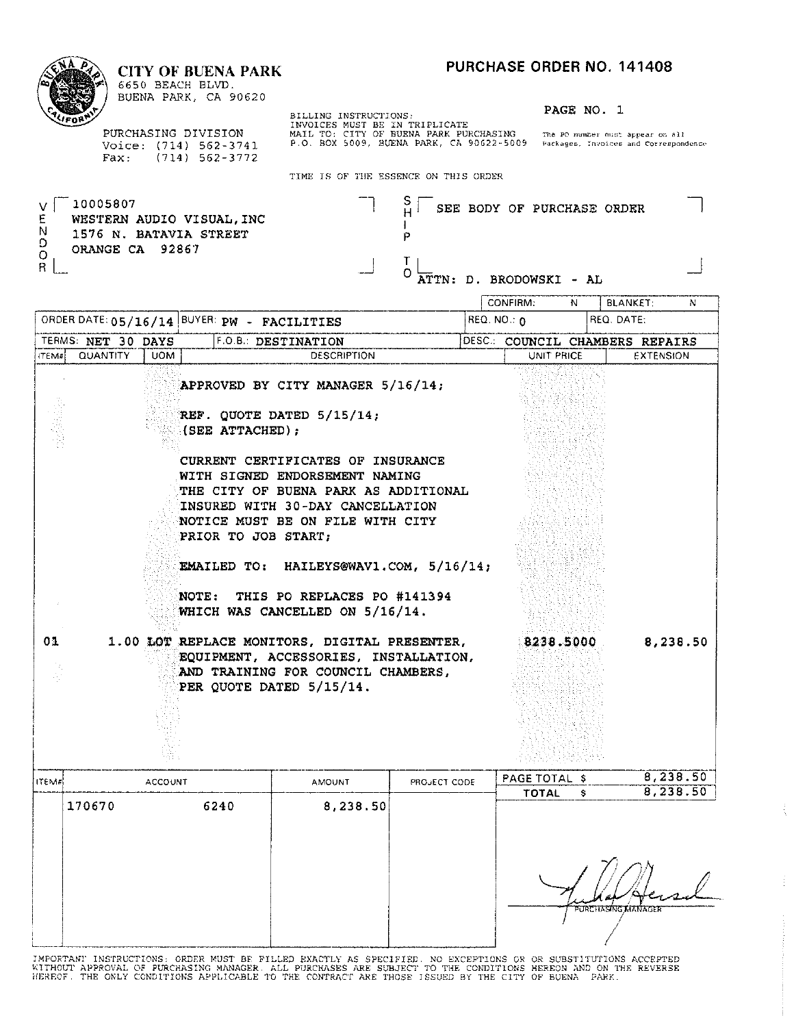# CITY OF BUENA PARK

6650 BEACH BLVD.
BUENA PARK, CA 90620

PURCHASING DIVISION
Voice: (714) 562-3741
Fax: (714) 562-3772

## PURCHASE ORDER NO. 141408

PAGE NO. 1

BILLING INSTRUCTIONS:
INVOICES MUST BE IN TRIPLICATE
MAIL TO: CITY OF BUENA PARK PURCHASING
P.O. BOX 5009, BUENA PARK, CA 90622-5009

The PO number must appear on all Packages, Invoices and Correspondence

TIME IS OF THE ESSENCE ON THIS ORDER

**VENDOR:**
10005807
WESTERN AUDIO VISUAL, INC
1576 N. BATAVIA STREET
ORANGE CA 92867

**SHIP TO:**
SEE BODY OF PURCHASE ORDER
ATTN: D. BRODOWSKI - AL

| CONFIRM: N | BLANKET: N |
|---|---|

| ORDER DATE: 05/16/14 | BUYER: PW - FACILITIES | REQ. NO.: 0 | REQ. DATE: |
|---|---|---|---|
| TERMS: NET 30 DAYS | F.O.B.: DESTINATION | DESC.: COUNCIL CHAMBERS REPAIRS | |

| ITEM# | QUANTITY | UOM | DESCRIPTION | UNIT PRICE | EXTENSION |
|---|---|---|---|---|---|
| | | | APPROVED BY CITY MANAGER 5/16/14; | | |
| | | | REF. QUOTE DATED 5/15/14; (SEE ATTACHED); | | |
| | | | CURRENT CERTIFICATES OF INSURANCE WITH SIGNED ENDORSEMENT NAMING THE CITY OF BUENA PARK AS ADDITIONAL INSURED WITH 30-DAY CANCELLATION NOTICE MUST BE ON FILE WITH CITY PRIOR TO JOB START; | | |
| | | | EMAILED TO: HAILEYS@WAV1.COM, 5/16/14; | | |
| | | | NOTE: THIS PO REPLACES PO #141394 WHICH WAS CANCELLED ON 5/16/14. | | |
| 01 | 1.00 | LOT | REPLACE MONITORS, DIGITAL PRESENTER, EQUIPMENT, ACCESSORIES, INSTALLATION, AND TRAINING FOR COUNCIL CHAMBERS, PER QUOTE DATED 5/15/14. | 8238.5000 | 8,238.50 |

| ITEM# | ACCOUNT | | AMOUNT | PROJECT CODE |
|---|---|---|---|---|
| | 170670 | 6240 | 8,238.50 | |

PAGE TOTAL $ 8,238.50
TOTAL $ 8,238.50

PURCHASING MANAGER

IMPORTANT INSTRUCTIONS: ORDER MUST BE FILLED EXACTLY AS SPECIFIED. NO EXCEPTIONS OR OR SUBSTITUTIONS ACCEPTED WITHOUT APPROVAL OF PURCHASING MANAGER. ALL PURCHASES ARE SUBJECT TO THE CONDITIONS HEREON AND ON THE REVERSE HEREOF. THE ONLY CONDITIONS APPLICABLE TO THE CONTRACT ARE THOSE ISSUED BY THE CITY OF BUENA PARK.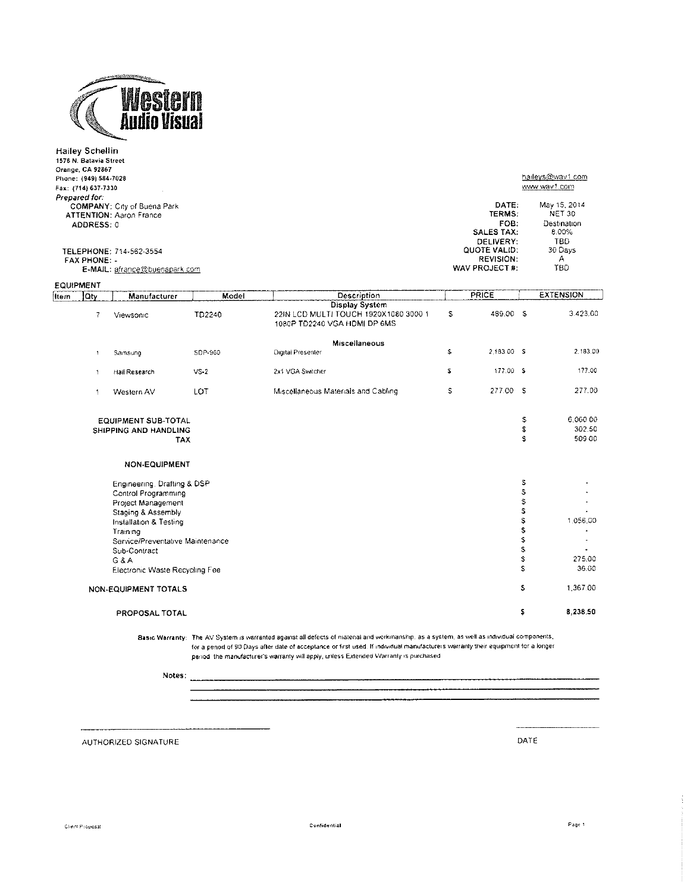**Western Audio Visual**

Hailey Schellin
1576 N. Batavia Street
Orange, CA 92867
Phone: (949) 584-7028
Fax: (714) 637-7330

hałleys@wav1.com
www.wav1.com

*Prepared for:*
**COMPANY:** City of Buena Park
**ATTENTION:** Aaron France
**ADDRESS:** 0

**TELEPHONE:** 714-562-3554
**FAX PHONE:** -
**E-MAIL:** afrance@buenapark.com

| | |
|---|---|
| **DATE:** | May 15, 2014 |
| **TERMS:** | NET 30 |
| **FOB:** | Destination |
| **SALES TAX:** | 8.00% |
| **DELIVERY:** | TBD |
| **QUOTE VALID:** | 30 Days |
| **REVISION:** | A |
| **WAV PROJECT #:** | TBD |

**EQUIPMENT**

| Item | Qty | Manufacturer | Model | Description | PRICE | EXTENSION |
|---|---|---|---|---|---|---|
| | | | | **Display System** | | |
| | 7 | Viewsonic | TD2240 | 22IN LCD MULTI TOUCH 1920X1080 3000 1 1080P TD2240 VGA HDMI DP 6MS | $ 489.00 | $ 3,423.00 |
| | | | | **Miscellaneous** | | |
| | 1 | Samsung | SDP-960 | Digital Presenter | $ 2,183.00 | $ 2,183.00 |
| | 1 | Hall Research | VS-2 | 2x1 VGA Switcher | $ 177.00 | $ 177.00 |
| | 1 | Western AV | LOT | Miscellaneous Materials and Cabling | $ 277.00 | $ 277.00 |

| | |
|---|---|
| **EQUIPMENT SUB-TOTAL** | $ 6,060.00 |
| **SHIPPING AND HANDLING** | $ 302.50 |
| **TAX** | $ 509.00 |

**NON-EQUIPMENT**

| | |
|---|---|
| Engineering, Drafting & DSP | $ - |
| Control Programming | $ - |
| Project Management | $ - |
| Staging & Assembly | $ - |
| Installation & Testing | $ 1,056.00 |
| Training | $ - |
| Service/Preventative Maintenance | $ - |
| Sub-Contract | $ - |
| G & A | $ 275.00 |
| Electronic Waste Recycling Fee | $ 36.00 |
| **NON-EQUIPMENT TOTALS** | $ 1,367.00 |
| **PROPOSAL TOTAL** | **$ 8,238.50** |

**Basic Warranty:** The AV System is warranted against all defects of material and workmanship, as a system, as well as individual components, for a period of 90 Days after date of acceptance or first used. If individual manufacturers warranty their equipment for a longer period, the manufacturer's warranty will apply, unless Extended Warranty is purchased.

Notes: ______________________________

AUTHORIZED SIGNATURE ______________________ DATE ____________

Client Proposal — Confidential